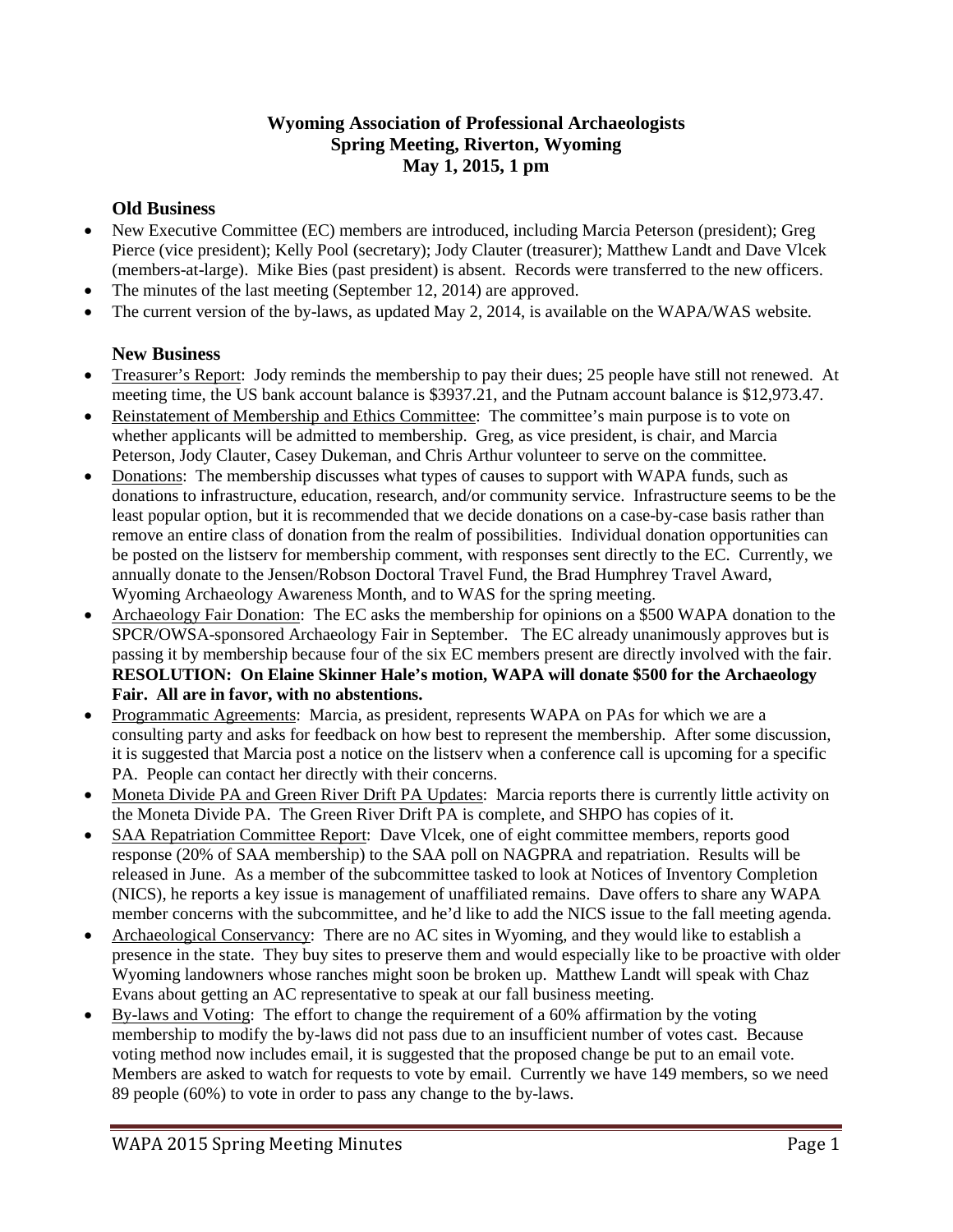**Wyoming Association of Professional Archaeologists**
**Spring Meeting, Riverton, Wyoming**
**May 1, 2015, 1 pm**

## Old Business

- New Executive Committee (EC) members are introduced, including Marcia Peterson (president); Greg Pierce (vice president); Kelly Pool (secretary); Jody Clauter (treasurer); Matthew Landt and Dave Vlcek (members-at-large). Mike Bies (past president) is absent. Records were transferred to the new officers.
- The minutes of the last meeting (September 12, 2014) are approved.
- The current version of the by-laws, as updated May 2, 2014, is available on the WAPA/WAS website.

## New Business

- <u>Treasurer's Report</u>: Jody reminds the membership to pay their dues; 25 people have still not renewed. At meeting time, the US bank account balance is $3937.21, and the Putnam account balance is $12,973.47.
- <u>Reinstatement of Membership and Ethics Committee</u>: The committee's main purpose is to vote on whether applicants will be admitted to membership. Greg, as vice president, is chair, and Marcia Peterson, Jody Clauter, Casey Dukeman, and Chris Arthur volunteer to serve on the committee.
- <u>Donations</u>: The membership discusses what types of causes to support with WAPA funds, such as donations to infrastructure, education, research, and/or community service. Infrastructure seems to be the least popular option, but it is recommended that we decide donations on a case-by-case basis rather than remove an entire class of donation from the realm of possibilities. Individual donation opportunities can be posted on the listserv for membership comment, with responses sent directly to the EC. Currently, we annually donate to the Jensen/Robson Doctoral Travel Fund, the Brad Humphrey Travel Award, Wyoming Archaeology Awareness Month, and to WAS for the spring meeting.
- <u>Archaeology Fair Donation</u>: The EC asks the membership for opinions on a $500 WAPA donation to the SPCR/OWSA-sponsored Archaeology Fair in September. The EC already unanimously approves but is passing it by membership because four of the six EC members present are directly involved with the fair. **RESOLUTION: On Elaine Skinner Hale's motion, WAPA will donate $500 for the Archaeology Fair. All are in favor, with no abstentions.**
- <u>Programmatic Agreements</u>: Marcia, as president, represents WAPA on PAs for which we are a consulting party and asks for feedback on how best to represent the membership. After some discussion, it is suggested that Marcia post a notice on the listserv when a conference call is upcoming for a specific PA. People can contact her directly with their concerns.
- <u>Moneta Divide PA and Green River Drift PA Updates</u>: Marcia reports there is currently little activity on the Moneta Divide PA. The Green River Drift PA is complete, and SHPO has copies of it.
- <u>SAA Repatriation Committee Report</u>: Dave Vlcek, one of eight committee members, reports good response (20% of SAA membership) to the SAA poll on NAGPRA and repatriation. Results will be released in June. As a member of the subcommittee tasked to look at Notices of Inventory Completion (NICS), he reports a key issue is management of unaffiliated remains. Dave offers to share any WAPA member concerns with the subcommittee, and he'd like to add the NICS issue to the fall meeting agenda.
- <u>Archaeological Conservancy</u>: There are no AC sites in Wyoming, and they would like to establish a presence in the state. They buy sites to preserve them and would especially like to be proactive with older Wyoming landowners whose ranches might soon be broken up. Matthew Landt will speak with Chaz Evans about getting an AC representative to speak at our fall business meeting.
- <u>By-laws and Voting</u>: The effort to change the requirement of a 60% affirmation by the voting membership to modify the by-laws did not pass due to an insufficient number of votes cast. Because voting method now includes email, it is suggested that the proposed change be put to an email vote. Members are asked to watch for requests to vote by email. Currently we have 149 members, so we need 89 people (60%) to vote in order to pass any change to the by-laws.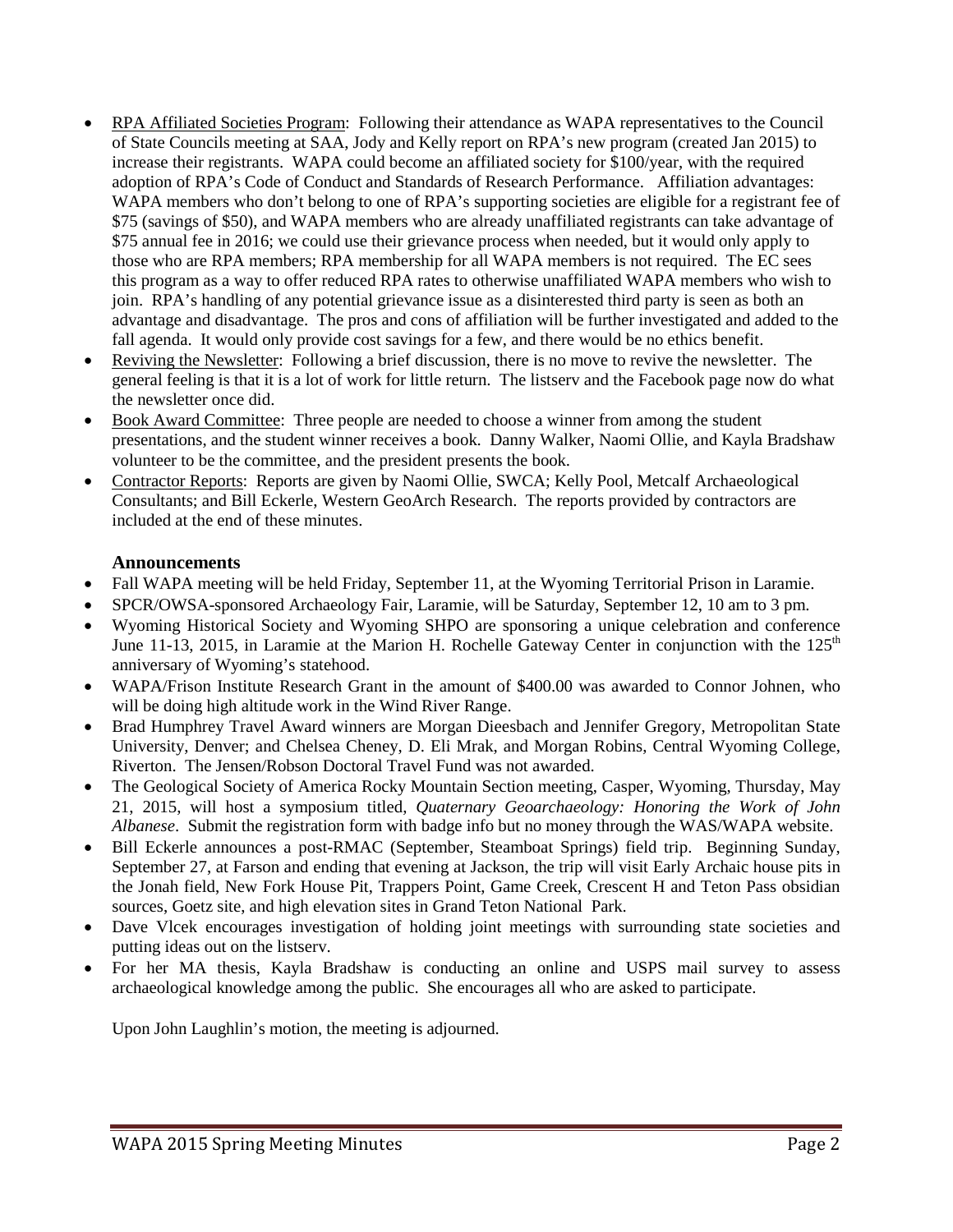- RPA Affiliated Societies Program: Following their attendance as WAPA representatives to the Council of State Councils meeting at SAA, Jody and Kelly report on RPA's new program (created Jan 2015) to increase their registrants. WAPA could become an affiliated society for $100/year, with the required adoption of RPA's Code of Conduct and Standards of Research Performance. Affiliation advantages: WAPA members who don't belong to one of RPA's supporting societies are eligible for a registrant fee of $75 (savings of $50), and WAPA members who are already unaffiliated registrants can take advantage of $75 annual fee in 2016; we could use their grievance process when needed, but it would only apply to those who are RPA members; RPA membership for all WAPA members is not required. The EC sees this program as a way to offer reduced RPA rates to otherwise unaffiliated WAPA members who wish to join. RPA's handling of any potential grievance issue as a disinterested third party is seen as both an advantage and disadvantage. The pros and cons of affiliation will be further investigated and added to the fall agenda. It would only provide cost savings for a few, and there would be no ethics benefit.
- Reviving the Newsletter: Following a brief discussion, there is no move to revive the newsletter. The general feeling is that it is a lot of work for little return. The listserv and the Facebook page now do what the newsletter once did.
- Book Award Committee: Three people are needed to choose a winner from among the student presentations, and the student winner receives a book. Danny Walker, Naomi Ollie, and Kayla Bradshaw volunteer to be the committee, and the president presents the book.
- Contractor Reports: Reports are given by Naomi Ollie, SWCA; Kelly Pool, Metcalf Archaeological Consultants; and Bill Eckerle, Western GeoArch Research. The reports provided by contractors are included at the end of these minutes.

### Announcements

- Fall WAPA meeting will be held Friday, September 11, at the Wyoming Territorial Prison in Laramie.
- SPCR/OWSA-sponsored Archaeology Fair, Laramie, will be Saturday, September 12, 10 am to 3 pm.
- Wyoming Historical Society and Wyoming SHPO are sponsoring a unique celebration and conference June 11-13, 2015, in Laramie at the Marion H. Rochelle Gateway Center in conjunction with the 125th anniversary of Wyoming's statehood.
- WAPA/Frison Institute Research Grant in the amount of $400.00 was awarded to Connor Johnen, who will be doing high altitude work in the Wind River Range.
- Brad Humphrey Travel Award winners are Morgan Dieesbach and Jennifer Gregory, Metropolitan State University, Denver; and Chelsea Cheney, D. Eli Mrak, and Morgan Robins, Central Wyoming College, Riverton. The Jensen/Robson Doctoral Travel Fund was not awarded.
- The Geological Society of America Rocky Mountain Section meeting, Casper, Wyoming, Thursday, May 21, 2015, will host a symposium titled, *Quaternary Geoarchaeology: Honoring the Work of John Albanese*. Submit the registration form with badge info but no money through the WAS/WAPA website.
- Bill Eckerle announces a post-RMAC (September, Steamboat Springs) field trip. Beginning Sunday, September 27, at Farson and ending that evening at Jackson, the trip will visit Early Archaic house pits in the Jonah field, New Fork House Pit, Trappers Point, Game Creek, Crescent H and Teton Pass obsidian sources, Goetz site, and high elevation sites in Grand Teton National Park.
- Dave Vlcek encourages investigation of holding joint meetings with surrounding state societies and putting ideas out on the listserv.
- For her MA thesis, Kayla Bradshaw is conducting an online and USPS mail survey to assess archaeological knowledge among the public. She encourages all who are asked to participate.

Upon John Laughlin's motion, the meeting is adjourned.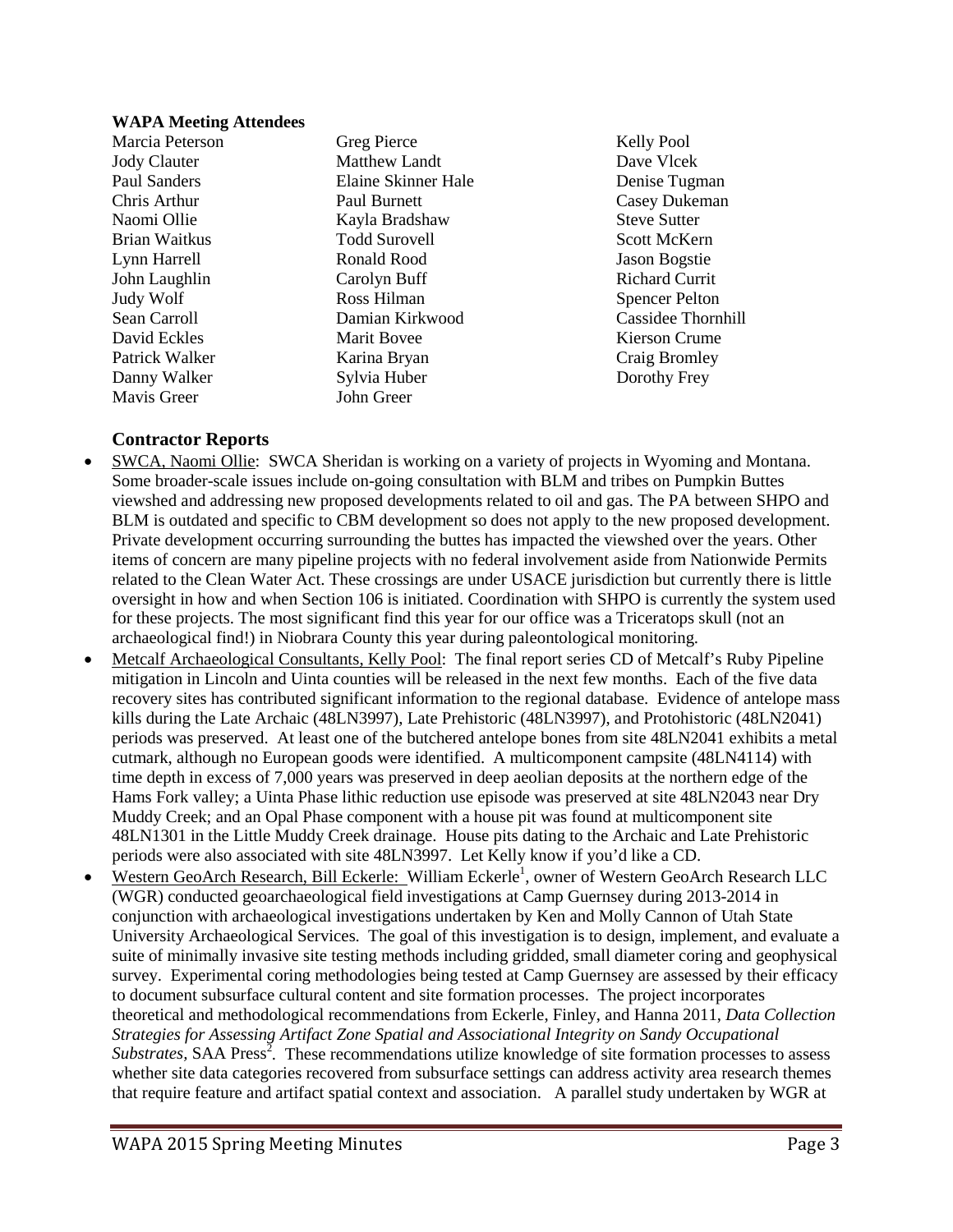**WAPA Meeting Attendees**

| | | |
|---|---|---|
| Marcia Peterson | Greg Pierce | Kelly Pool |
| Jody Clauter | Matthew Landt | Dave Vlcek |
| Paul Sanders | Elaine Skinner Hale | Denise Tugman |
| Chris Arthur | Paul Burnett | Casey Dukeman |
| Naomi Ollie | Kayla Bradshaw | Steve Sutter |
| Brian Waitkus | Todd Surovell | Scott McKern |
| Lynn Harrell | Ronald Rood | Jason Bogstie |
| John Laughlin | Carolyn Buff | Richard Currit |
| Judy Wolf | Ross Hilman | Spencer Pelton |
| Sean Carroll | Damian Kirkwood | Cassidee Thornhill |
| David Eckles | Marit Bovee | Kierson Crume |
| Patrick Walker | Karina Bryan | Craig Bromley |
| Danny Walker | Sylvia Huber | Dorothy Frey |
| Mavis Greer | John Greer | |

## Contractor Reports

- SWCA, Naomi Ollie: SWCA Sheridan is working on a variety of projects in Wyoming and Montana. Some broader-scale issues include on-going consultation with BLM and tribes on Pumpkin Buttes viewshed and addressing new proposed developments related to oil and gas. The PA between SHPO and BLM is outdated and specific to CBM development so does not apply to the new proposed development. Private development occurring surrounding the buttes has impacted the viewshed over the years. Other items of concern are many pipeline projects with no federal involvement aside from Nationwide Permits related to the Clean Water Act. These crossings are under USACE jurisdiction but currently there is little oversight in how and when Section 106 is initiated. Coordination with SHPO is currently the system used for these projects. The most significant find this year for our office was a Triceratops skull (not an archaeological find!) in Niobrara County this year during paleontological monitoring.
- Metcalf Archaeological Consultants, Kelly Pool: The final report series CD of Metcalf's Ruby Pipeline mitigation in Lincoln and Uinta counties will be released in the next few months. Each of the five data recovery sites has contributed significant information to the regional database. Evidence of antelope mass kills during the Late Archaic (48LN3997), Late Prehistoric (48LN3997), and Protohistoric (48LN2041) periods was preserved. At least one of the butchered antelope bones from site 48LN2041 exhibits a metal cutmark, although no European goods were identified. A multicomponent campsite (48LN4114) with time depth in excess of 7,000 years was preserved in deep aeolian deposits at the northern edge of the Hams Fork valley; a Uinta Phase lithic reduction use episode was preserved at site 48LN2043 near Dry Muddy Creek; and an Opal Phase component with a house pit was found at multicomponent site 48LN1301 in the Little Muddy Creek drainage. House pits dating to the Archaic and Late Prehistoric periods were also associated with site 48LN3997. Let Kelly know if you'd like a CD.
- Western GeoArch Research, Bill Eckerle: William Eckerle[1], owner of Western GeoArch Research LLC (WGR) conducted geoarchaeological field investigations at Camp Guernsey during 2013-2014 in conjunction with archaeological investigations undertaken by Ken and Molly Cannon of Utah State University Archaeological Services. The goal of this investigation is to design, implement, and evaluate a suite of minimally invasive site testing methods including gridded, small diameter coring and geophysical survey. Experimental coring methodologies being tested at Camp Guernsey are assessed by their efficacy to document subsurface cultural content and site formation processes. The project incorporates theoretical and methodological recommendations from Eckerle, Finley, and Hanna 2011, *Data Collection Strategies for Assessing Artifact Zone Spatial and Associational Integrity on Sandy Occupational Substrates*, SAA Press[2]. These recommendations utilize knowledge of site formation processes to assess whether site data categories recovered from subsurface settings can address activity area research themes that require feature and artifact spatial context and association. A parallel study undertaken by WGR at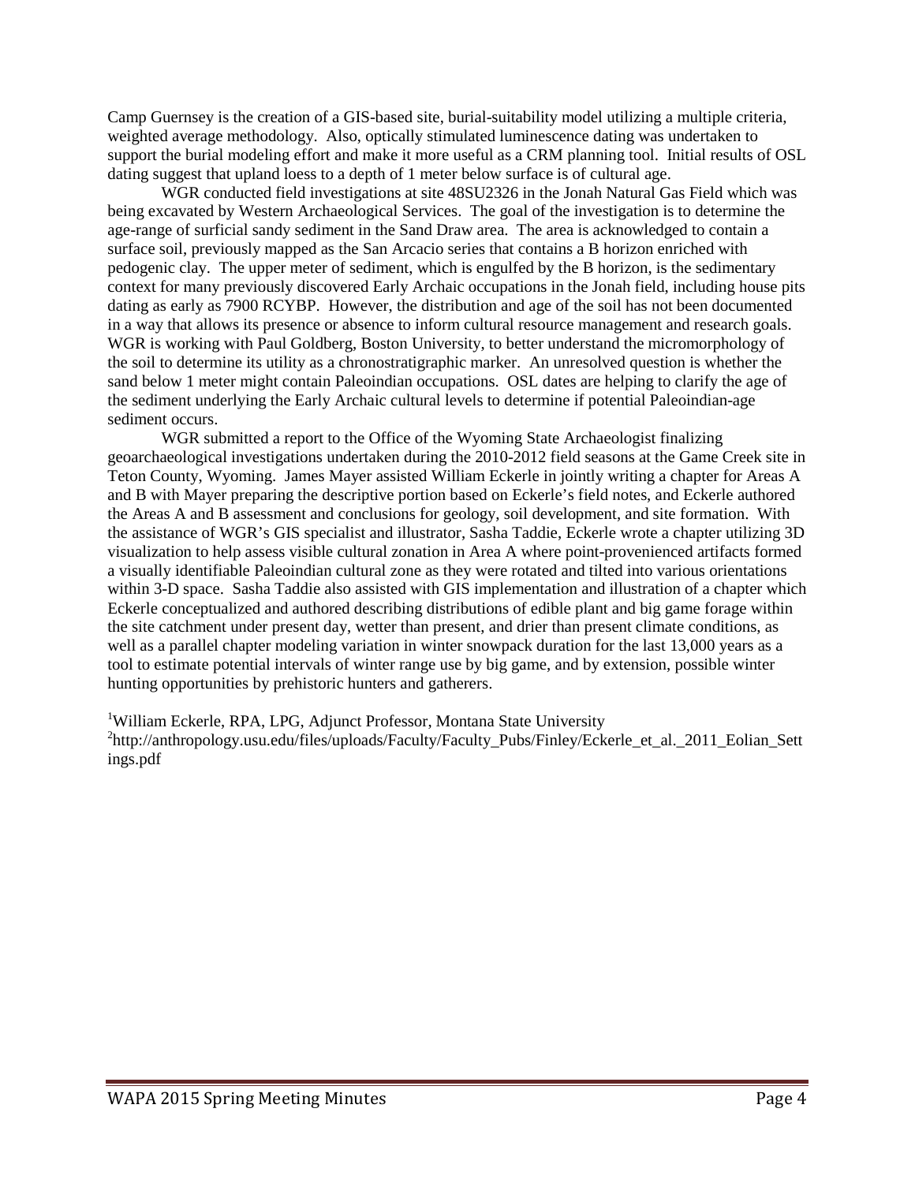Camp Guernsey is the creation of a GIS-based site, burial-suitability model utilizing a multiple criteria, weighted average methodology. Also, optically stimulated luminescence dating was undertaken to support the burial modeling effort and make it more useful as a CRM planning tool. Initial results of OSL dating suggest that upland loess to a depth of 1 meter below surface is of cultural age.

WGR conducted field investigations at site 48SU2326 in the Jonah Natural Gas Field which was being excavated by Western Archaeological Services. The goal of the investigation is to determine the age-range of surficial sandy sediment in the Sand Draw area. The area is acknowledged to contain a surface soil, previously mapped as the San Arcacio series that contains a B horizon enriched with pedogenic clay. The upper meter of sediment, which is engulfed by the B horizon, is the sedimentary context for many previously discovered Early Archaic occupations in the Jonah field, including house pits dating as early as 7900 RCYBP. However, the distribution and age of the soil has not been documented in a way that allows its presence or absence to inform cultural resource management and research goals. WGR is working with Paul Goldberg, Boston University, to better understand the micromorphology of the soil to determine its utility as a chronostratigraphic marker. An unresolved question is whether the sand below 1 meter might contain Paleoindian occupations. OSL dates are helping to clarify the age of the sediment underlying the Early Archaic cultural levels to determine if potential Paleoindian-age sediment occurs.

WGR submitted a report to the Office of the Wyoming State Archaeologist finalizing geoarchaeological investigations undertaken during the 2010-2012 field seasons at the Game Creek site in Teton County, Wyoming. James Mayer assisted William Eckerle in jointly writing a chapter for Areas A and B with Mayer preparing the descriptive portion based on Eckerle's field notes, and Eckerle authored the Areas A and B assessment and conclusions for geology, soil development, and site formation. With the assistance of WGR's GIS specialist and illustrator, Sasha Taddie, Eckerle wrote a chapter utilizing 3D visualization to help assess visible cultural zonation in Area A where point-provenienced artifacts formed a visually identifiable Paleoindian cultural zone as they were rotated and tilted into various orientations within 3-D space. Sasha Taddie also assisted with GIS implementation and illustration of a chapter which Eckerle conceptualized and authored describing distributions of edible plant and big game forage within the site catchment under present day, wetter than present, and drier than present climate conditions, as well as a parallel chapter modeling variation in winter snowpack duration for the last 13,000 years as a tool to estimate potential intervals of winter range use by big game, and by extension, possible winter hunting opportunities by prehistoric hunters and gatherers.

[1]William Eckerle, RPA, LPG, Adjunct Professor, Montana State University
[2]http://anthropology.usu.edu/files/uploads/Faculty/Faculty_Pubs/Finley/Eckerle_et_al._2011_Eolian_Settings.pdf